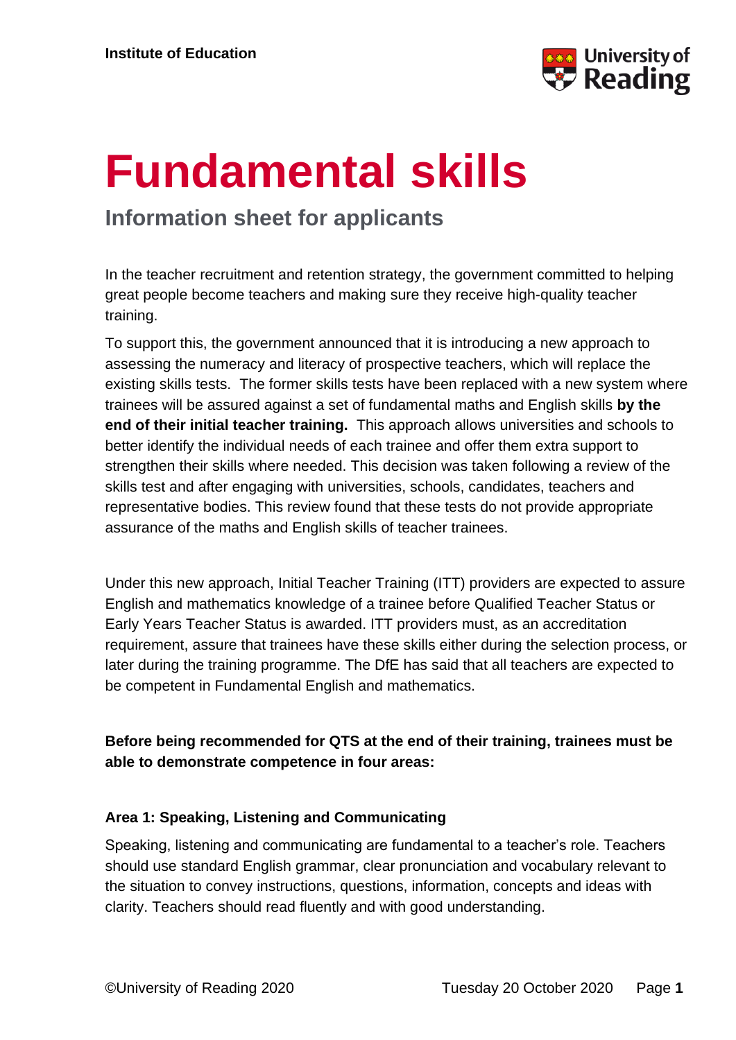Institute of Education

# Fundamental skills

## Information sheet for applicants

In the teacher recruitment and retention strategy, the government committed to helping great people become teachers and making sure they receive high-quality teacher training.

To support this, the government announced that it is introducing a new approach to assessing the numeracy and literacy of prospective teachers, which will replace the existing skills tests. The former skills tests have been replaced with a new system where trainees will be assured against a set of fundamental maths and English skills **by the end of their initial teacher training.** This approach allows universities and schools to better identify the individual needs of each trainee and offer them extra support to strengthen their skills where needed. This decision was taken following a review of the skills test and after engaging with universities, schools, candidates, teachers and representative bodies. This review found that these tests do not provide appropriate assurance of the maths and English skills of teacher trainees.

Under this new approach, Initial Teacher Training (ITT) providers are expected to assure English and mathematics knowledge of a trainee before Qualified Teacher Status or Early Years Teacher Status is awarded. ITT providers must, as an accreditation requirement, assure that trainees have these skills either during the selection process, or later during the training programme. The DfE has said that all teachers are expected to be competent in Fundamental English and mathematics.

**Before being recommended for QTS at the end of their training, trainees must be able to demonstrate competence in four areas:**

### Area 1: Speaking, Listening and Communicating

Speaking, listening and communicating are fundamental to a teacher's role. Teachers should use standard English grammar, clear pronunciation and vocabulary relevant to the situation to convey instructions, questions, information, concepts and ideas with clarity. Teachers should read fluently and with good understanding.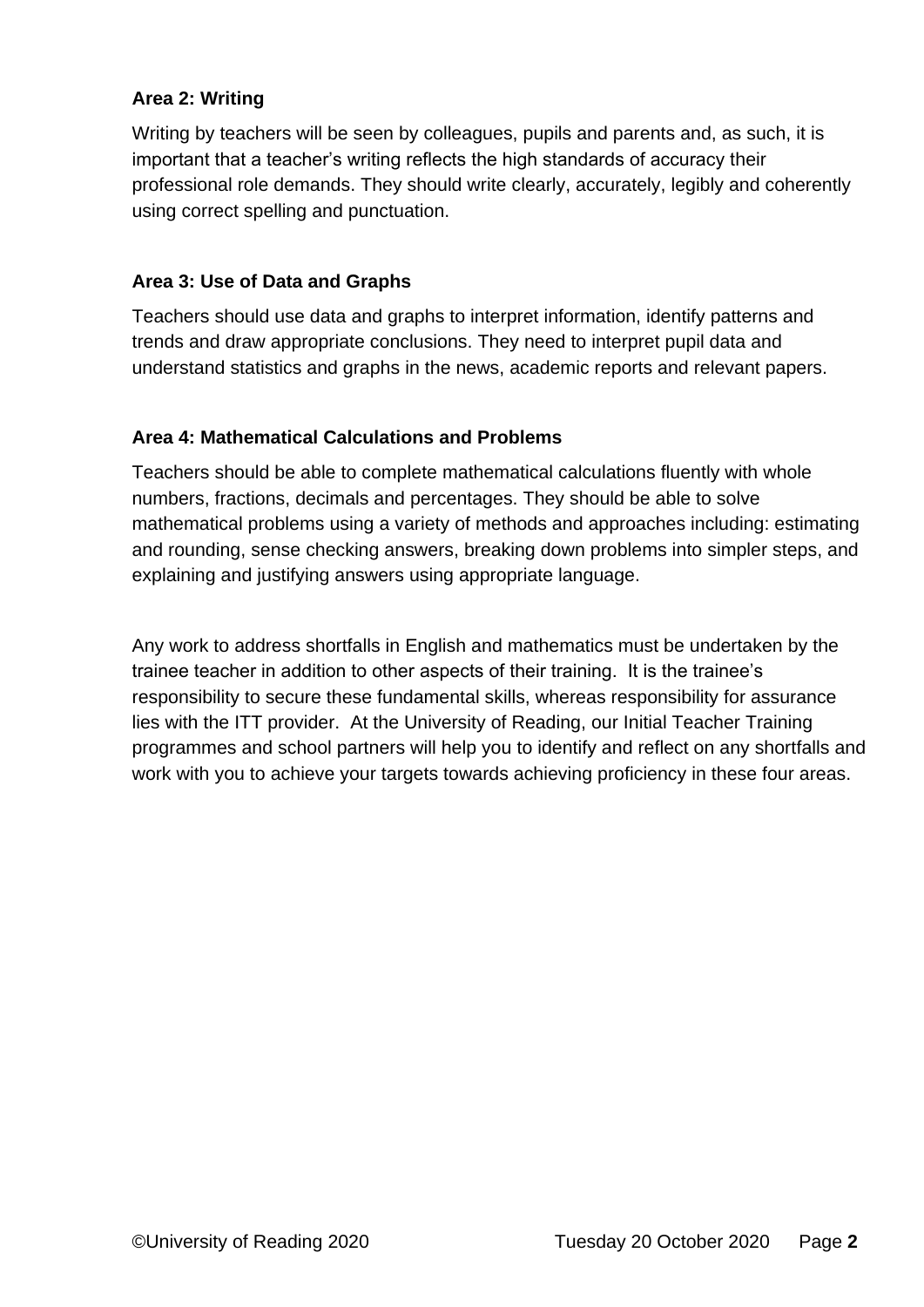**Area 2: Writing**

Writing by teachers will be seen by colleagues, pupils and parents and, as such, it is important that a teacher's writing reflects the high standards of accuracy their professional role demands. They should write clearly, accurately, legibly and coherently using correct spelling and punctuation.

**Area 3: Use of Data and Graphs**

Teachers should use data and graphs to interpret information, identify patterns and trends and draw appropriate conclusions. They need to interpret pupil data and understand statistics and graphs in the news, academic reports and relevant papers.

**Area 4: Mathematical Calculations and Problems**

Teachers should be able to complete mathematical calculations fluently with whole numbers, fractions, decimals and percentages. They should be able to solve mathematical problems using a variety of methods and approaches including: estimating and rounding, sense checking answers, breaking down problems into simpler steps, and explaining and justifying answers using appropriate language.

Any work to address shortfalls in English and mathematics must be undertaken by the trainee teacher in addition to other aspects of their training. It is the trainee's responsibility to secure these fundamental skills, whereas responsibility for assurance lies with the ITT provider. At the University of Reading, our Initial Teacher Training programmes and school partners will help you to identify and reflect on any shortfalls and work with you to achieve your targets towards achieving proficiency in these four areas.